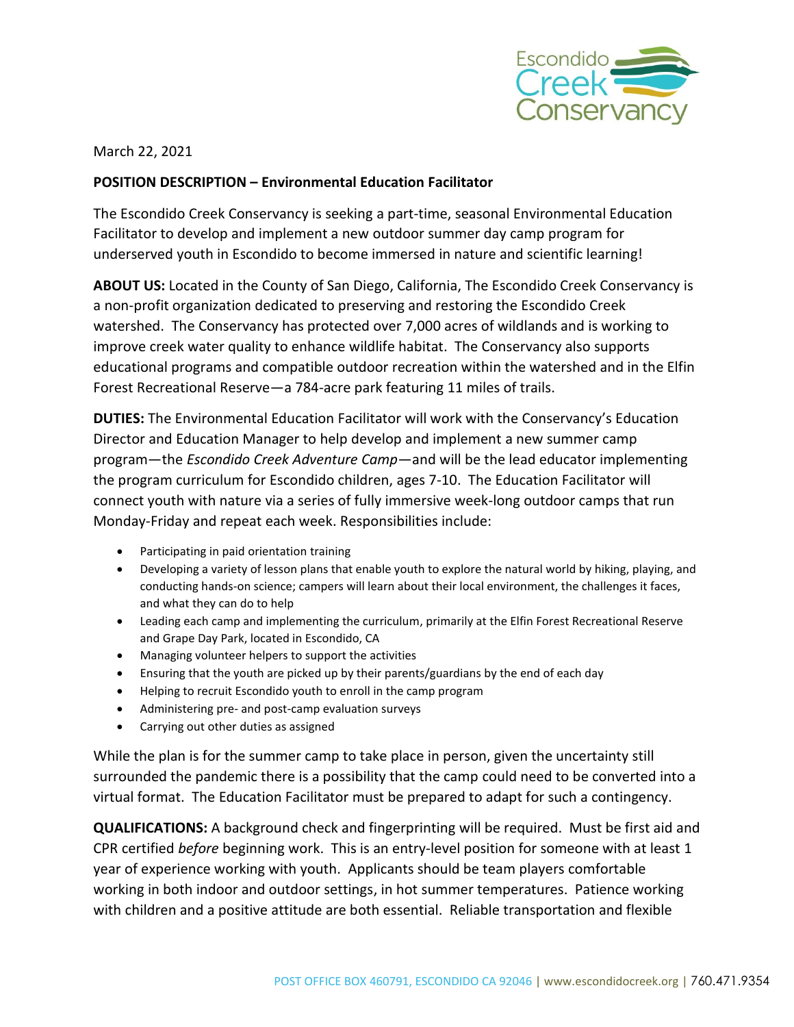Escondido Creek Conservancy

March 22, 2021

**POSITION DESCRIPTION – Environmental Education Facilitator**

The Escondido Creek Conservancy is seeking a part-time, seasonal Environmental Education Facilitator to develop and implement a new outdoor summer day camp program for underserved youth in Escondido to become immersed in nature and scientific learning!

**ABOUT US:** Located in the County of San Diego, California, The Escondido Creek Conservancy is a non-profit organization dedicated to preserving and restoring the Escondido Creek watershed. The Conservancy has protected over 7,000 acres of wildlands and is working to improve creek water quality to enhance wildlife habitat. The Conservancy also supports educational programs and compatible outdoor recreation within the watershed and in the Elfin Forest Recreational Reserve—a 784-acre park featuring 11 miles of trails.

**DUTIES:** The Environmental Education Facilitator will work with the Conservancy's Education Director and Education Manager to help develop and implement a new summer camp program—the *Escondido Creek Adventure Camp*—and will be the lead educator implementing the program curriculum for Escondido children, ages 7-10. The Education Facilitator will connect youth with nature via a series of fully immersive week-long outdoor camps that run Monday-Friday and repeat each week. Responsibilities include:

- Participating in paid orientation training
- Developing a variety of lesson plans that enable youth to explore the natural world by hiking, playing, and conducting hands-on science; campers will learn about their local environment, the challenges it faces, and what they can do to help
- Leading each camp and implementing the curriculum, primarily at the Elfin Forest Recreational Reserve and Grape Day Park, located in Escondido, CA
- Managing volunteer helpers to support the activities
- Ensuring that the youth are picked up by their parents/guardians by the end of each day
- Helping to recruit Escondido youth to enroll in the camp program
- Administering pre- and post-camp evaluation surveys
- Carrying out other duties as assigned

While the plan is for the summer camp to take place in person, given the uncertainty still surrounded the pandemic there is a possibility that the camp could need to be converted into a virtual format. The Education Facilitator must be prepared to adapt for such a contingency.

**QUALIFICATIONS:** A background check and fingerprinting will be required. Must be first aid and CPR certified *before* beginning work. This is an entry-level position for someone with at least 1 year of experience working with youth. Applicants should be team players comfortable working in both indoor and outdoor settings, in hot summer temperatures. Patience working with children and a positive attitude are both essential. Reliable transportation and flexible

POST OFFICE BOX 460791, ESCONDIDO CA 92046 | www.escondidocreek.org | 760.471.9354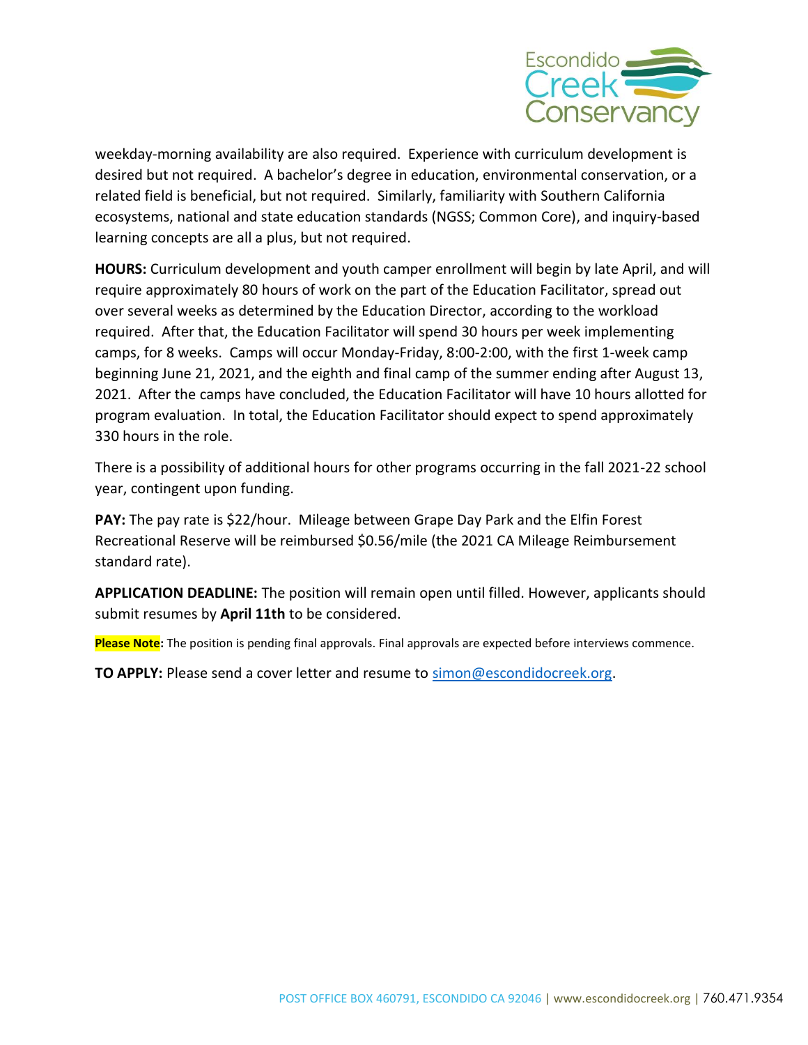weekday-morning availability are also required. Experience with curriculum development is desired but not required. A bachelor's degree in education, environmental conservation, or a related field is beneficial, but not required. Similarly, familiarity with Southern California ecosystems, national and state education standards (NGSS; Common Core), and inquiry-based learning concepts are all a plus, but not required.

**HOURS:** Curriculum development and youth camper enrollment will begin by late April, and will require approximately 80 hours of work on the part of the Education Facilitator, spread out over several weeks as determined by the Education Director, according to the workload required. After that, the Education Facilitator will spend 30 hours per week implementing camps, for 8 weeks. Camps will occur Monday-Friday, 8:00-2:00, with the first 1-week camp beginning June 21, 2021, and the eighth and final camp of the summer ending after August 13, 2021. After the camps have concluded, the Education Facilitator will have 10 hours allotted for program evaluation. In total, the Education Facilitator should expect to spend approximately 330 hours in the role.

There is a possibility of additional hours for other programs occurring in the fall 2021-22 school year, contingent upon funding.

**PAY:** The pay rate is $22/hour. Mileage between Grape Day Park and the Elfin Forest Recreational Reserve will be reimbursed $0.56/mile (the 2021 CA Mileage Reimbursement standard rate).

**APPLICATION DEADLINE:** The position will remain open until filled. However, applicants should submit resumes by **April 11th** to be considered.

**Please Note:** The position is pending final approvals. Final approvals are expected before interviews commence.

**TO APPLY:** Please send a cover letter and resume to simon@escondidocreek.org.